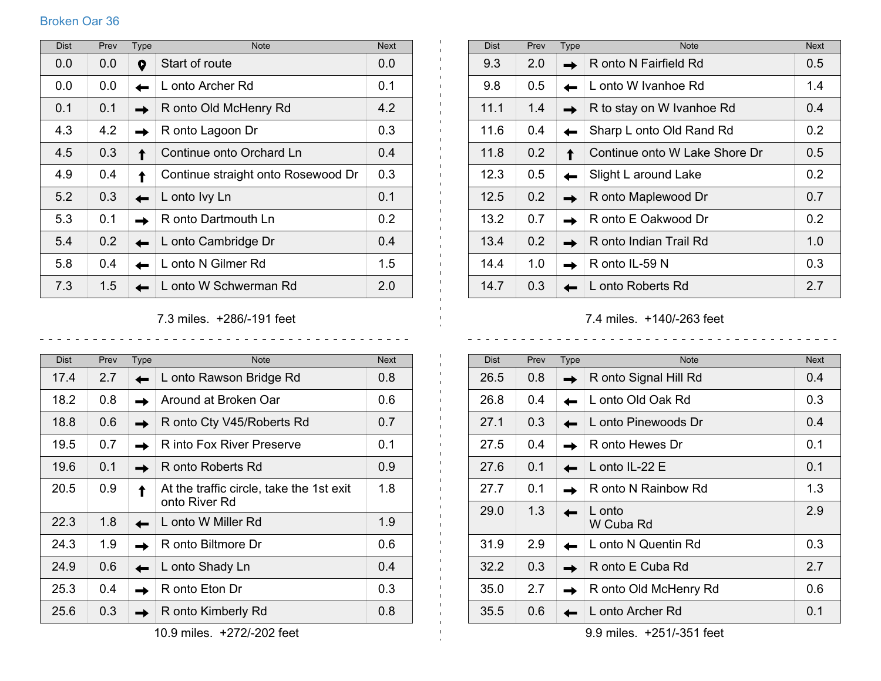## Broken Oar 36

| Dist | Prev | Type | Note | Next |
|---|---|---|---|---|
| 0.0 | 0.0 | | Start of route | 0.0 |
| 0.0 | 0.0 | ← | L onto Archer Rd | 0.1 |
| 0.1 | 0.1 | → | R onto Old McHenry Rd | 4.2 |
| 4.3 | 4.2 | → | R onto Lagoon Dr | 0.3 |
| 4.5 | 0.3 | ↑ | Continue onto Orchard Ln | 0.4 |
| 4.9 | 0.4 | ↑ | Continue straight onto Rosewood Dr | 0.3 |
| 5.2 | 0.3 | ← | L onto Ivy Ln | 0.1 |
| 5.3 | 0.1 | → | R onto Dartmouth Ln | 0.2 |
| 5.4 | 0.2 | ← | L onto Cambridge Dr | 0.4 |
| 5.8 | 0.4 | ← | L onto N Gilmer Rd | 1.5 |
| 7.3 | 1.5 | ← | L onto W Schwerman Rd | 2.0 |

7.3 miles. +286/-191 feet

| Dist | Prev | Type | Note | Next |
|---|---|---|---|---|
| 9.3 | 2.0 | → | R onto N Fairfield Rd | 0.5 |
| 9.8 | 0.5 | ← | L onto W Ivanhoe Rd | 1.4 |
| 11.1 | 1.4 | → | R to stay on W Ivanhoe Rd | 0.4 |
| 11.6 | 0.4 | ← | Sharp L onto Old Rand Rd | 0.2 |
| 11.8 | 0.2 | ↑ | Continue onto W Lake Shore Dr | 0.5 |
| 12.3 | 0.5 | ← | Slight L around Lake | 0.2 |
| 12.5 | 0.2 | → | R onto Maplewood Dr | 0.7 |
| 13.2 | 0.7 | → | R onto E Oakwood Dr | 0.2 |
| 13.4 | 0.2 | → | R onto Indian Trail Rd | 1.0 |
| 14.4 | 1.0 | → | R onto IL-59 N | 0.3 |
| 14.7 | 0.3 | ← | L onto Roberts Rd | 2.7 |

7.4 miles. +140/-263 feet

| Dist | Prev | Type | Note | Next |
|---|---|---|---|---|
| 17.4 | 2.7 | ← | L onto Rawson Bridge Rd | 0.8 |
| 18.2 | 0.8 | → | Around at Broken Oar | 0.6 |
| 18.8 | 0.6 | → | R onto Cty V45/Roberts Rd | 0.7 |
| 19.5 | 0.7 | → | R into Fox River Preserve | 0.1 |
| 19.6 | 0.1 | → | R onto Roberts Rd | 0.9 |
| 20.5 | 0.9 | ↑ | At the traffic circle, take the 1st exit onto River Rd | 1.8 |
| 22.3 | 1.8 | ← | L onto W Miller Rd | 1.9 |
| 24.3 | 1.9 | → | R onto Biltmore Dr | 0.6 |
| 24.9 | 0.6 | ← | L onto Shady Ln | 0.4 |
| 25.3 | 0.4 | → | R onto Eton Dr | 0.3 |
| 25.6 | 0.3 | → | R onto Kimberly Rd | 0.8 |

10.9 miles. +272/-202 feet

| Dist | Prev | Type | Note | Next |
|---|---|---|---|---|
| 26.5 | 0.8 | → | R onto Signal Hill Rd | 0.4 |
| 26.8 | 0.4 | ← | L onto Old Oak Rd | 0.3 |
| 27.1 | 0.3 | ← | L onto Pinewoods Dr | 0.4 |
| 27.5 | 0.4 | → | R onto Hewes Dr | 0.1 |
| 27.6 | 0.1 | ← | L onto IL-22 E | 0.1 |
| 27.7 | 0.1 | → | R onto N Rainbow Rd | 1.3 |
| 29.0 | 1.3 | ← | L onto W Cuba Rd | 2.9 |
| 31.9 | 2.9 | ← | L onto N Quentin Rd | 0.3 |
| 32.2 | 0.3 | → | R onto E Cuba Rd | 2.7 |
| 35.0 | 2.7 | → | R onto Old McHenry Rd | 0.6 |
| 35.5 | 0.6 | ← | L onto Archer Rd | 0.1 |

9.9 miles. +251/-351 feet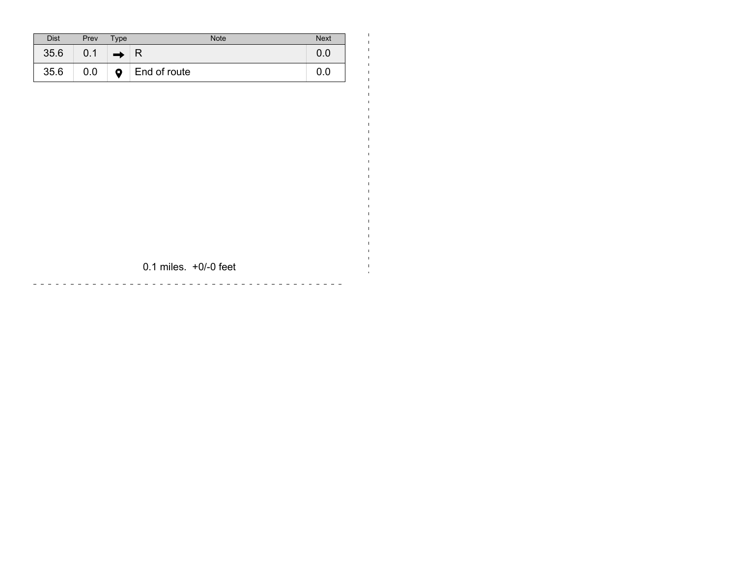| Dist | Prev | Type | Note | Next |
| --- | --- | --- | --- | --- |
| 35.6 | 0.1 | ➡ | R | 0.0 |
| 35.6 | 0.0 | 📍 | End of route | 0.0 |

0.1 miles. +0/-0 feet